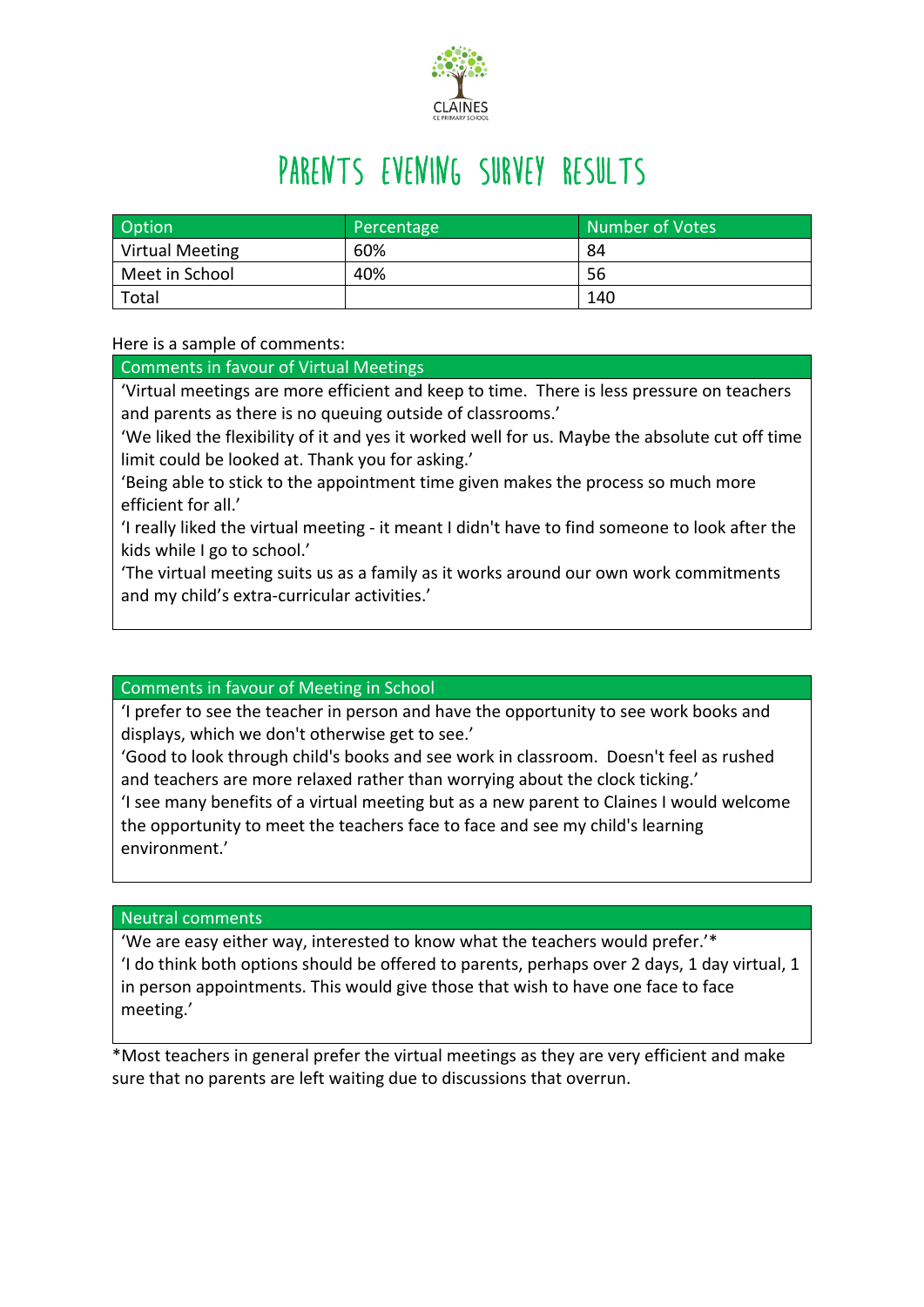CLAINES
CE PRIMARY SCHOOL

# Parents Evening Survey Results

| Option | Percentage | Number of Votes |
| --- | --- | --- |
| Virtual Meeting | 60% | 84 |
| Meet in School | 40% | 56 |
| Total | | 140 |

Here is a sample of comments:

| Comments in favour of Virtual Meetings |
| --- |
| 'Virtual meetings are more efficient and keep to time. There is less pressure on teachers and parents as there is no queuing outside of classrooms.'<br>'We liked the flexibility of it and yes it worked well for us. Maybe the absolute cut off time limit could be looked at. Thank you for asking.'<br>'Being able to stick to the appointment time given makes the process so much more efficient for all.'<br>'I really liked the virtual meeting - it meant I didn't have to find someone to look after the kids while I go to school.'<br>'The virtual meeting suits us as a family as it works around our own work commitments and my child's extra-curricular activities.' |

| Comments in favour of Meeting in School |
| --- |
| 'I prefer to see the teacher in person and have the opportunity to see work books and displays, which we don't otherwise get to see.'<br>'Good to look through child's books and see work in classroom. Doesn't feel as rushed and teachers are more relaxed rather than worrying about the clock ticking.'<br>'I see many benefits of a virtual meeting but as a new parent to Claines I would welcome the opportunity to meet the teachers face to face and see my child's learning environment.' |

| Neutral comments |
| --- |
| 'We are easy either way, interested to know what the teachers would prefer.'*<br>'I do think both options should be offered to parents, perhaps over 2 days, 1 day virtual, 1 in person appointments. This would give those that wish to have one face to face meeting.' |

*Most teachers in general prefer the virtual meetings as they are very efficient and make sure that no parents are left waiting due to discussions that overrun.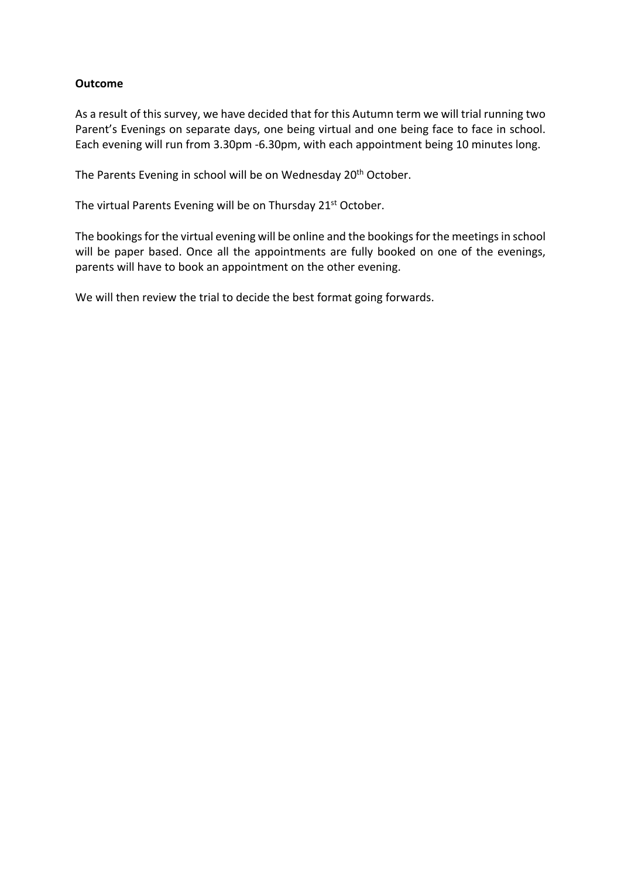**Outcome**

As a result of this survey, we have decided that for this Autumn term we will trial running two Parent's Evenings on separate days, one being virtual and one being face to face in school. Each evening will run from 3.30pm -6.30pm, with each appointment being 10 minutes long.

The Parents Evening in school will be on Wednesday 20th October.

The virtual Parents Evening will be on Thursday 21st October.

The bookings for the virtual evening will be online and the bookings for the meetings in school will be paper based. Once all the appointments are fully booked on one of the evenings, parents will have to book an appointment on the other evening.

We will then review the trial to decide the best format going forwards.